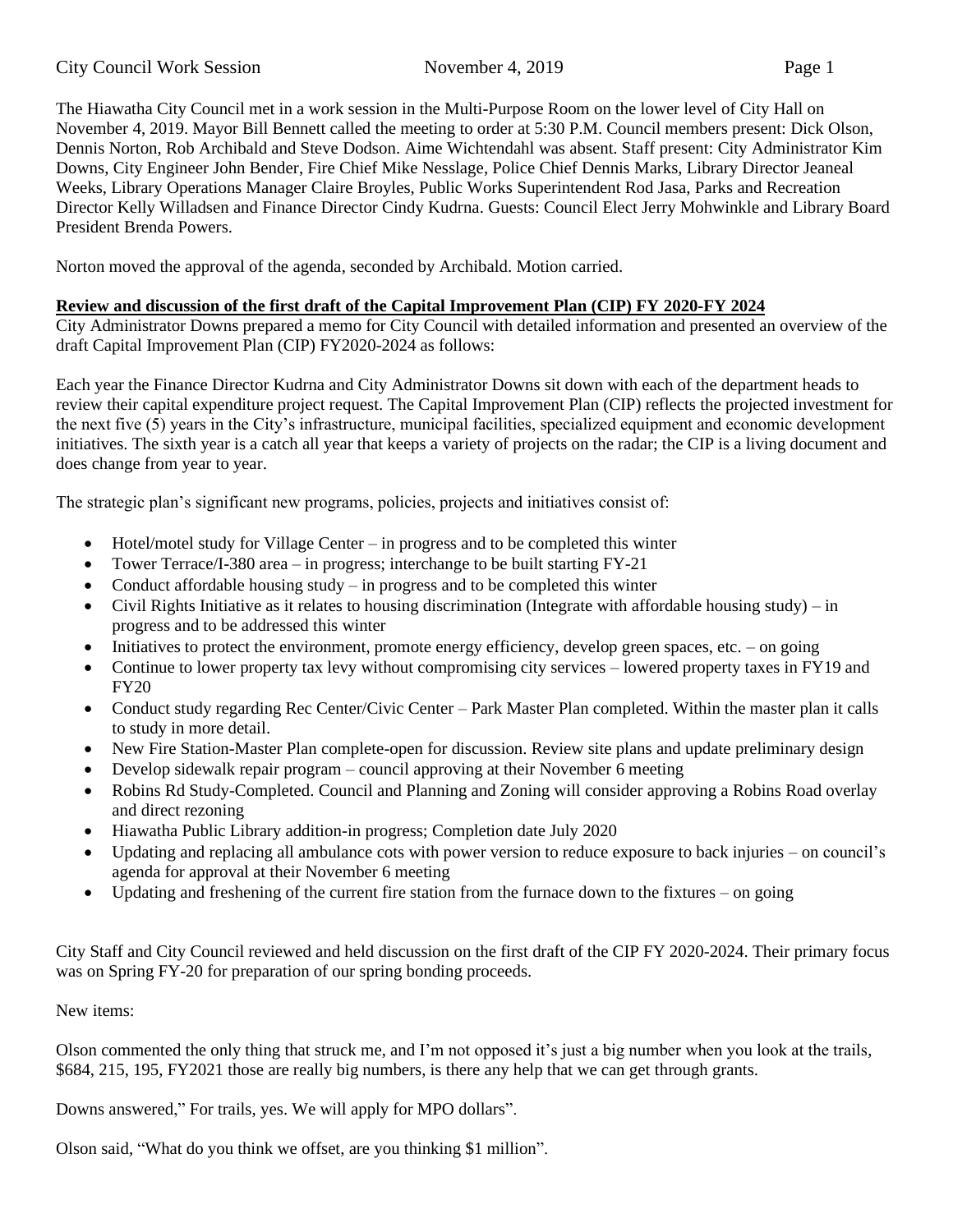The Hiawatha City Council met in a work session in the Multi-Purpose Room on the lower level of City Hall on November 4, 2019. Mayor Bill Bennett called the meeting to order at 5:30 P.M. Council members present: Dick Olson, Dennis Norton, Rob Archibald and Steve Dodson. Aime Wichtendahl was absent. Staff present: City Administrator Kim Downs, City Engineer John Bender, Fire Chief Mike Nesslage, Police Chief Dennis Marks, Library Director Jeaneal Weeks, Library Operations Manager Claire Broyles, Public Works Superintendent Rod Jasa, Parks and Recreation Director Kelly Willadsen and Finance Director Cindy Kudrna. Guests: Council Elect Jerry Mohwinkle and Library Board President Brenda Powers.

Norton moved the approval of the agenda, seconded by Archibald. Motion carried.

**Review and discussion of the first draft of the Capital Improvement Plan (CIP) FY 2020-FY 2024**

City Administrator Downs prepared a memo for City Council with detailed information and presented an overview of the draft Capital Improvement Plan (CIP) FY2020-2024 as follows:

Each year the Finance Director Kudrna and City Administrator Downs sit down with each of the department heads to review their capital expenditure project request. The Capital Improvement Plan (CIP) reflects the projected investment for the next five (5) years in the City's infrastructure, municipal facilities, specialized equipment and economic development initiatives. The sixth year is a catch all year that keeps a variety of projects on the radar; the CIP is a living document and does change from year to year.

The strategic plan's significant new programs, policies, projects and initiatives consist of:

- Hotel/motel study for Village Center – in progress and to be completed this winter
- Tower Terrace/I-380 area – in progress; interchange to be built starting FY-21
- Conduct affordable housing study – in progress and to be completed this winter
- Civil Rights Initiative as it relates to housing discrimination (Integrate with affordable housing study) – in progress and to be addressed this winter
- Initiatives to protect the environment, promote energy efficiency, develop green spaces, etc. – on going
- Continue to lower property tax levy without compromising city services – lowered property taxes in FY19 and FY20
- Conduct study regarding Rec Center/Civic Center – Park Master Plan completed. Within the master plan it calls to study in more detail.
- New Fire Station-Master Plan complete-open for discussion. Review site plans and update preliminary design
- Develop sidewalk repair program – council approving at their November 6 meeting
- Robins Rd Study-Completed. Council and Planning and Zoning will consider approving a Robins Road overlay and direct rezoning
- Hiawatha Public Library addition-in progress; Completion date July 2020
- Updating and replacing all ambulance cots with power version to reduce exposure to back injuries – on council's agenda for approval at their November 6 meeting
- Updating and freshening of the current fire station from the furnace down to the fixtures – on going

City Staff and City Council reviewed and held discussion on the first draft of the CIP FY 2020-2024. Their primary focus was on Spring FY-20 for preparation of our spring bonding proceeds.

New items:

Olson commented the only thing that struck me, and I'm not opposed it's just a big number when you look at the trails, $684, 215, 195, FY2021 those are really big numbers, is there any help that we can get through grants.

Downs answered," For trails, yes. We will apply for MPO dollars".

Olson said, "What do you think we offset, are you thinking $1 million".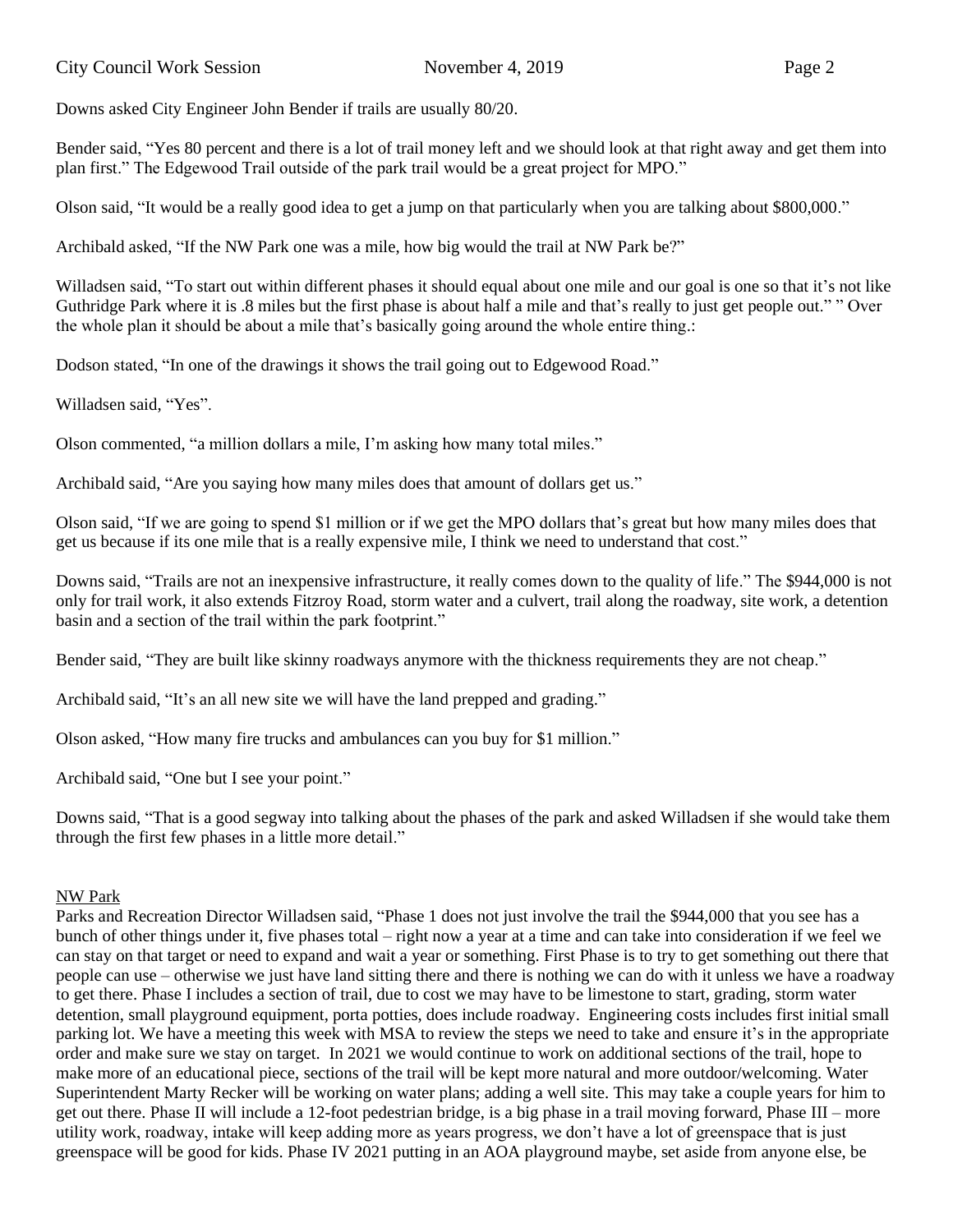Downs asked City Engineer John Bender if trails are usually 80/20.

Bender said, "Yes 80 percent and there is a lot of trail money left and we should look at that right away and get them into plan first." The Edgewood Trail outside of the park trail would be a great project for MPO."

Olson said, "It would be a really good idea to get a jump on that particularly when you are talking about $800,000."

Archibald asked, "If the NW Park one was a mile, how big would the trail at NW Park be?"

Willadsen said, "To start out within different phases it should equal about one mile and our goal is one so that it's not like Guthridge Park where it is .8 miles but the first phase is about half a mile and that's really to just get people out." " Over the whole plan it should be about a mile that's basically going around the whole entire thing.:

Dodson stated, "In one of the drawings it shows the trail going out to Edgewood Road."

Willadsen said, "Yes".

Olson commented, "a million dollars a mile, I'm asking how many total miles."

Archibald said, "Are you saying how many miles does that amount of dollars get us."

Olson said, "If we are going to spend $1 million or if we get the MPO dollars that's great but how many miles does that get us because if its one mile that is a really expensive mile, I think we need to understand that cost."

Downs said, "Trails are not an inexpensive infrastructure, it really comes down to the quality of life." The $944,000 is not only for trail work, it also extends Fitzroy Road, storm water and a culvert, trail along the roadway, site work, a detention basin and a section of the trail within the park footprint."

Bender said, "They are built like skinny roadways anymore with the thickness requirements they are not cheap."

Archibald said, "It's an all new site we will have the land prepped and grading."

Olson asked, "How many fire trucks and ambulances can you buy for $1 million."

Archibald said, "One but I see your point."

Downs said, "That is a good segway into talking about the phases of the park and asked Willadsen if she would take them through the first few phases in a little more detail."

NW Park

Parks and Recreation Director Willadsen said, "Phase 1 does not just involve the trail the $944,000 that you see has a bunch of other things under it, five phases total – right now a year at a time and can take into consideration if we feel we can stay on that target or need to expand and wait a year or something. First Phase is to try to get something out there that people can use – otherwise we just have land sitting there and there is nothing we can do with it unless we have a roadway to get there. Phase I includes a section of trail, due to cost we may have to be limestone to start, grading, storm water detention, small playground equipment, porta potties, does include roadway. Engineering costs includes first initial small parking lot. We have a meeting this week with MSA to review the steps we need to take and ensure it's in the appropriate order and make sure we stay on target. In 2021 we would continue to work on additional sections of the trail, hope to make more of an educational piece, sections of the trail will be kept more natural and more outdoor/welcoming. Water Superintendent Marty Recker will be working on water plans; adding a well site. This may take a couple years for him to get out there. Phase II will include a 12-foot pedestrian bridge, is a big phase in a trail moving forward, Phase III – more utility work, roadway, intake will keep adding more as years progress, we don't have a lot of greenspace that is just greenspace will be good for kids. Phase IV 2021 putting in an AOA playground maybe, set aside from anyone else, be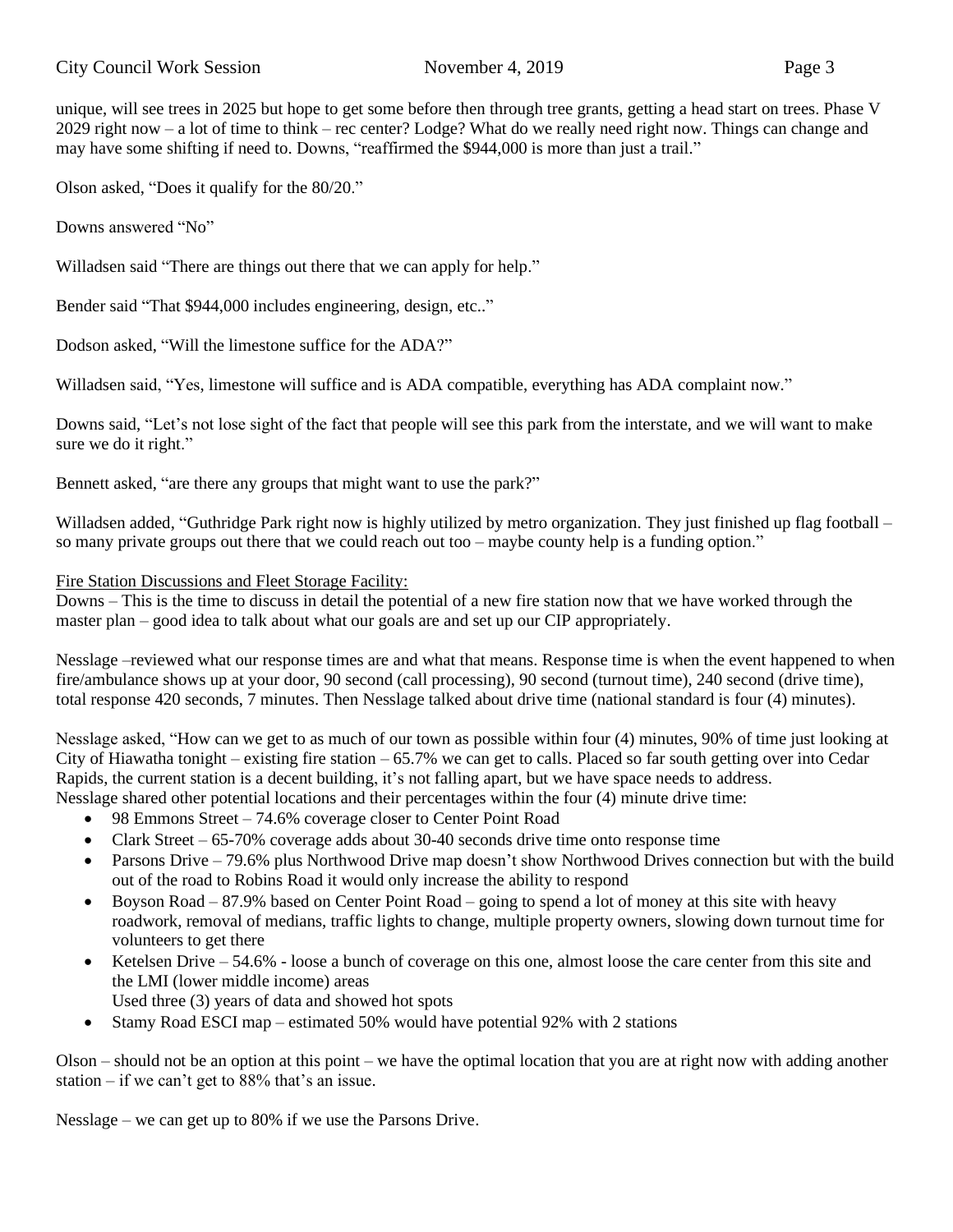unique, will see trees in 2025 but hope to get some before then through tree grants, getting a head start on trees. Phase V 2029 right now – a lot of time to think – rec center? Lodge? What do we really need right now. Things can change and may have some shifting if need to. Downs, "reaffirmed the $944,000 is more than just a trail."

Olson asked, "Does it qualify for the 80/20."

Downs answered "No"

Willadsen said "There are things out there that we can apply for help."

Bender said "That $944,000 includes engineering, design, etc.."

Dodson asked, "Will the limestone suffice for the ADA?"

Willadsen said, "Yes, limestone will suffice and is ADA compatible, everything has ADA complaint now."

Downs said, "Let's not lose sight of the fact that people will see this park from the interstate, and we will want to make sure we do it right."

Bennett asked, "are there any groups that might want to use the park?"

Willadsen added, "Guthridge Park right now is highly utilized by metro organization. They just finished up flag football – so many private groups out there that we could reach out too – maybe county help is a funding option."

<u>Fire Station Discussions and Fleet Storage Facility:</u>
Downs – This is the time to discuss in detail the potential of a new fire station now that we have worked through the master plan – good idea to talk about what our goals are and set up our CIP appropriately.

Nesslage –reviewed what our response times are and what that means. Response time is when the event happened to when fire/ambulance shows up at your door, 90 second (call processing), 90 second (turnout time), 240 second (drive time), total response 420 seconds, 7 minutes. Then Nesslage talked about drive time (national standard is four (4) minutes).

Nesslage asked, "How can we get to as much of our town as possible within four (4) minutes, 90% of time just looking at City of Hiawatha tonight – existing fire station – 65.7% we can get to calls. Placed so far south getting over into Cedar Rapids, the current station is a decent building, it's not falling apart, but we have space needs to address.
Nesslage shared other potential locations and their percentages within the four (4) minute drive time:

- 98 Emmons Street – 74.6% coverage closer to Center Point Road
- Clark Street – 65-70% coverage adds about 30-40 seconds drive time onto response time
- Parsons Drive – 79.6% plus Northwood Drive map doesn't show Northwood Drives connection but with the build out of the road to Robins Road it would only increase the ability to respond
- Boyson Road – 87.9% based on Center Point Road – going to spend a lot of money at this site with heavy roadwork, removal of medians, traffic lights to change, multiple property owners, slowing down turnout time for volunteers to get there
- Ketelsen Drive – 54.6% - loose a bunch of coverage on this one, almost loose the care center from this site and the LMI (lower middle income) areas
  Used three (3) years of data and showed hot spots
- Stamy Road ESCI map – estimated 50% would have potential 92% with 2 stations

Olson – should not be an option at this point – we have the optimal location that you are at right now with adding another station – if we can't get to 88% that's an issue.

Nesslage – we can get up to 80% if we use the Parsons Drive.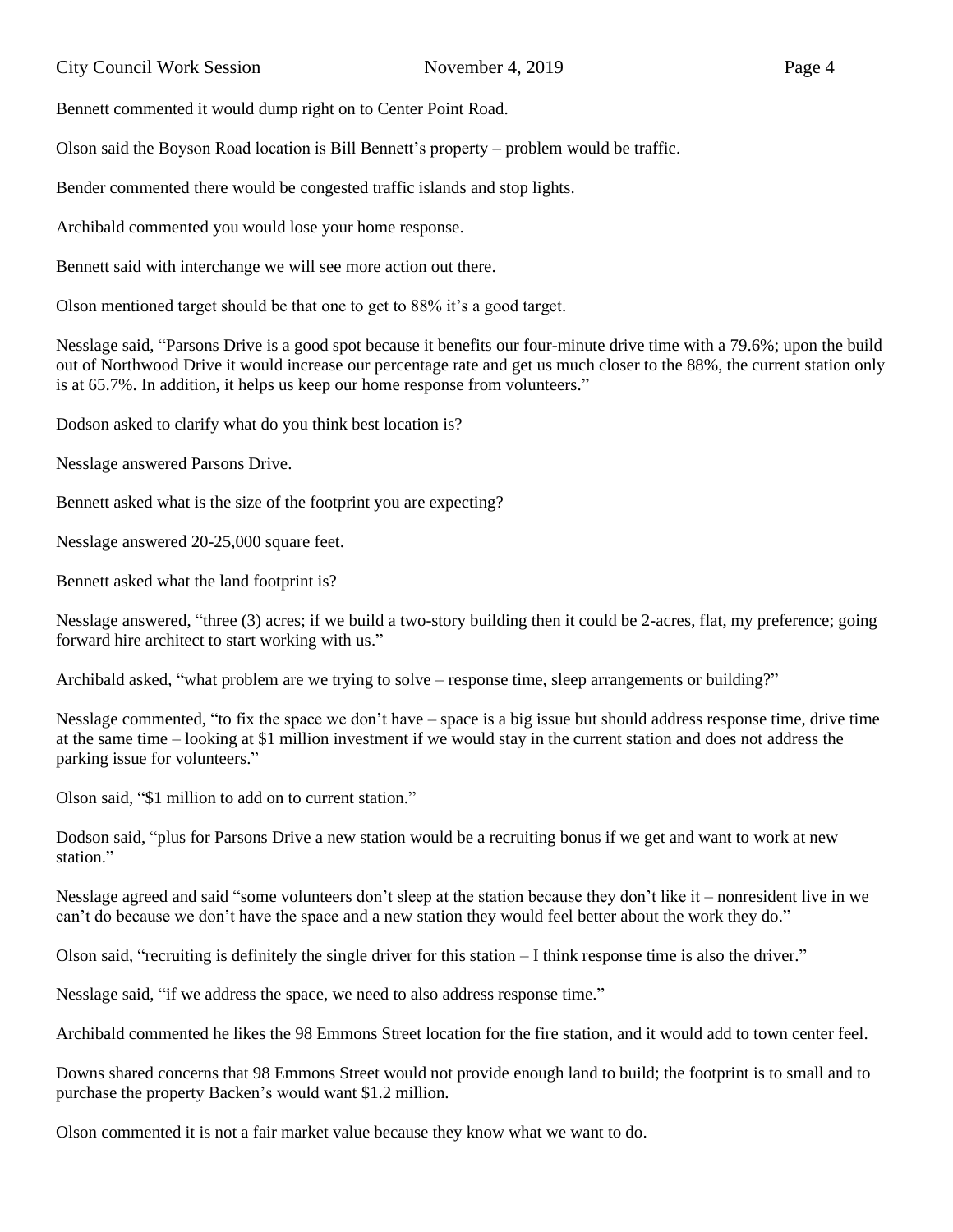Bennett commented it would dump right on to Center Point Road.

Olson said the Boyson Road location is Bill Bennett's property – problem would be traffic.

Bender commented there would be congested traffic islands and stop lights.

Archibald commented you would lose your home response.

Bennett said with interchange we will see more action out there.

Olson mentioned target should be that one to get to 88% it's a good target.

Nesslage said, "Parsons Drive is a good spot because it benefits our four-minute drive time with a 79.6%; upon the build out of Northwood Drive it would increase our percentage rate and get us much closer to the 88%, the current station only is at 65.7%. In addition, it helps us keep our home response from volunteers."

Dodson asked to clarify what do you think best location is?

Nesslage answered Parsons Drive.

Bennett asked what is the size of the footprint you are expecting?

Nesslage answered 20-25,000 square feet.

Bennett asked what the land footprint is?

Nesslage answered, "three (3) acres; if we build a two-story building then it could be 2-acres, flat, my preference; going forward hire architect to start working with us."

Archibald asked, "what problem are we trying to solve – response time, sleep arrangements or building?"

Nesslage commented, "to fix the space we don't have – space is a big issue but should address response time, drive time at the same time – looking at $1 million investment if we would stay in the current station and does not address the parking issue for volunteers."

Olson said, "$1 million to add on to current station."

Dodson said, "plus for Parsons Drive a new station would be a recruiting bonus if we get and want to work at new station."

Nesslage agreed and said "some volunteers don't sleep at the station because they don't like it – nonresident live in we can't do because we don't have the space and a new station they would feel better about the work they do."

Olson said, "recruiting is definitely the single driver for this station – I think response time is also the driver."

Nesslage said, "if we address the space, we need to also address response time."

Archibald commented he likes the 98 Emmons Street location for the fire station, and it would add to town center feel.

Downs shared concerns that 98 Emmons Street would not provide enough land to build; the footprint is to small and to purchase the property Backen's would want $1.2 million.

Olson commented it is not a fair market value because they know what we want to do.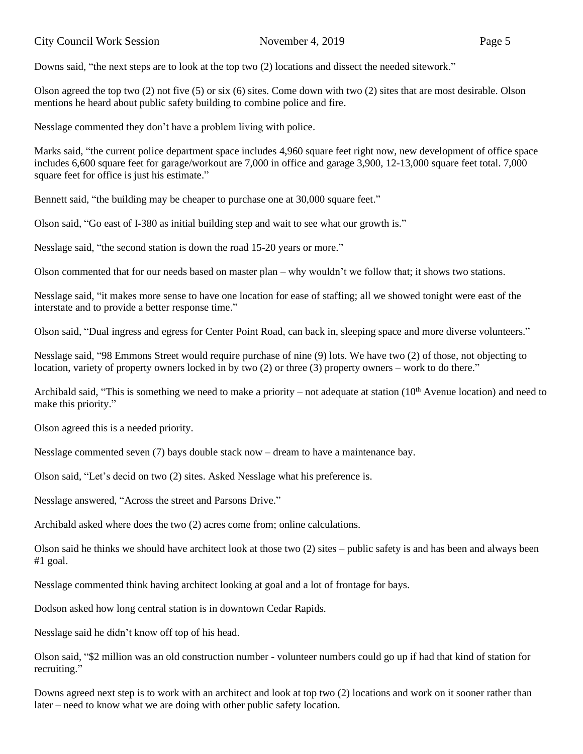Downs said, "the next steps are to look at the top two (2) locations and dissect the needed sitework."

Olson agreed the top two (2) not five (5) or six (6) sites. Come down with two (2) sites that are most desirable. Olson mentions he heard about public safety building to combine police and fire.

Nesslage commented they don't have a problem living with police.

Marks said, "the current police department space includes 4,960 square feet right now, new development of office space includes 6,600 square feet for garage/workout are 7,000 in office and garage 3,900, 12-13,000 square feet total. 7,000 square feet for office is just his estimate."

Bennett said, "the building may be cheaper to purchase one at 30,000 square feet."

Olson said, "Go east of I-380 as initial building step and wait to see what our growth is."

Nesslage said, "the second station is down the road 15-20 years or more."

Olson commented that for our needs based on master plan – why wouldn't we follow that; it shows two stations.

Nesslage said, "it makes more sense to have one location for ease of staffing; all we showed tonight were east of the interstate and to provide a better response time."

Olson said, "Dual ingress and egress for Center Point Road, can back in, sleeping space and more diverse volunteers."

Nesslage said, "98 Emmons Street would require purchase of nine (9) lots. We have two (2) of those, not objecting to location, variety of property owners locked in by two (2) or three (3) property owners – work to do there."

Archibald said, "This is something we need to make a priority – not adequate at station (10th Avenue location) and need to make this priority."

Olson agreed this is a needed priority.

Nesslage commented seven (7) bays double stack now – dream to have a maintenance bay.

Olson said, "Let's decid on two (2) sites. Asked Nesslage what his preference is.

Nesslage answered, "Across the street and Parsons Drive."

Archibald asked where does the two (2) acres come from; online calculations.

Olson said he thinks we should have architect look at those two (2) sites – public safety is and has been and always been #1 goal.

Nesslage commented think having architect looking at goal and a lot of frontage for bays.

Dodson asked how long central station is in downtown Cedar Rapids.

Nesslage said he didn't know off top of his head.

Olson said, "$2 million was an old construction number - volunteer numbers could go up if had that kind of station for recruiting."

Downs agreed next step is to work with an architect and look at top two (2) locations and work on it sooner rather than later – need to know what we are doing with other public safety location.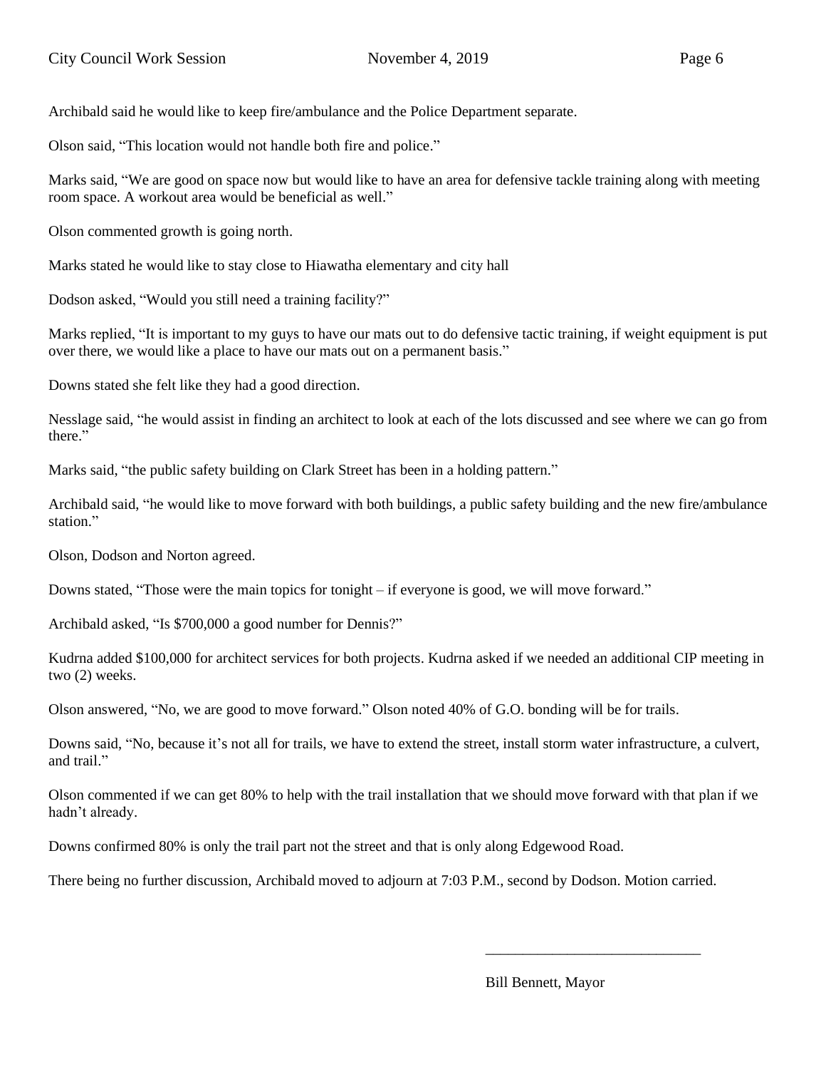Archibald said he would like to keep fire/ambulance and the Police Department separate.

Olson said, "This location would not handle both fire and police."

Marks said, "We are good on space now but would like to have an area for defensive tackle training along with meeting room space. A workout area would be beneficial as well."

Olson commented growth is going north.

Marks stated he would like to stay close to Hiawatha elementary and city hall

Dodson asked, "Would you still need a training facility?"

Marks replied, "It is important to my guys to have our mats out to do defensive tactic training, if weight equipment is put over there, we would like a place to have our mats out on a permanent basis."

Downs stated she felt like they had a good direction.

Nesslage said, "he would assist in finding an architect to look at each of the lots discussed and see where we can go from there."

Marks said, "the public safety building on Clark Street has been in a holding pattern."

Archibald said, "he would like to move forward with both buildings, a public safety building and the new fire/ambulance station."

Olson, Dodson and Norton agreed.

Downs stated, "Those were the main topics for tonight – if everyone is good, we will move forward."

Archibald asked, "Is $700,000 a good number for Dennis?"

Kudrna added $100,000 for architect services for both projects. Kudrna asked if we needed an additional CIP meeting in two (2) weeks.

Olson answered, "No, we are good to move forward." Olson noted 40% of G.O. bonding will be for trails.

Downs said, "No, because it's not all for trails, we have to extend the street, install storm water infrastructure, a culvert, and trail."

Olson commented if we can get 80% to help with the trail installation that we should move forward with that plan if we hadn't already.

Downs confirmed 80% is only the trail part not the street and that is only along Edgewood Road.

There being no further discussion, Archibald moved to adjourn at 7:03 P.M., second by Dodson. Motion carried.

\_\_\_\_\_\_\_\_\_\_\_\_\_\_\_\_\_\_\_\_\_\_\_\_\_\_\_\_\_\_

Bill Bennett, Mayor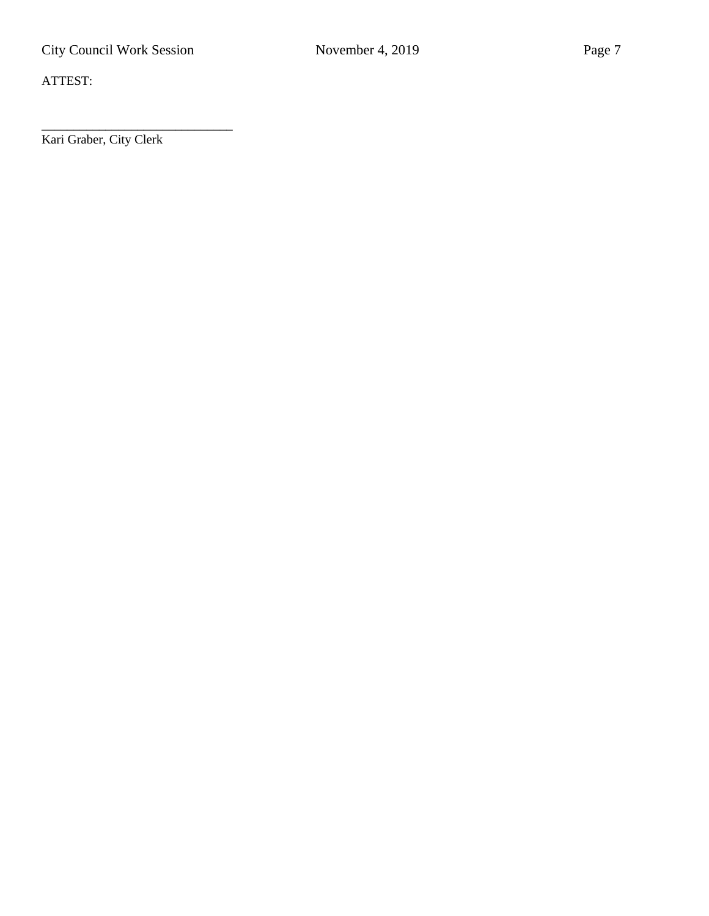ATTEST:

______________________________
Kari Graber, City Clerk